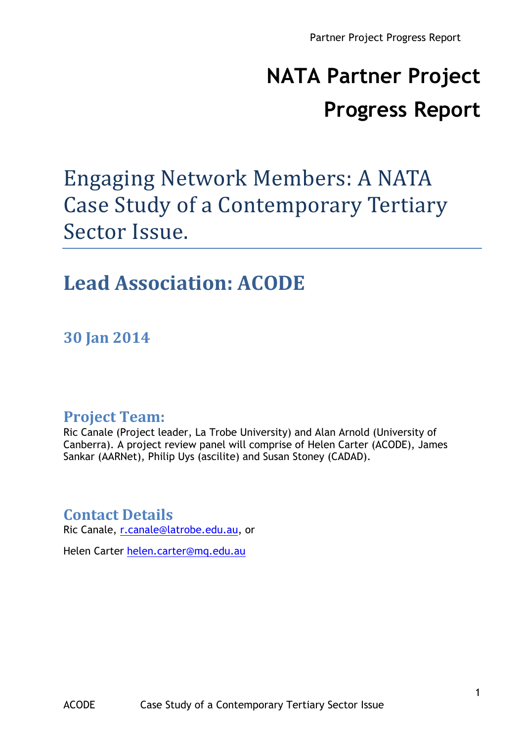# NATA Partner Project Progress Report

## Engaging Network Members: A NATA Case Study of a Contemporary Tertiary Sector Issue.

## Lead Association: ACODE

### 30 Jan 2014

### Project Team:

Ric Canale (Project leader, La Trobe University) and Alan Arnold (University of Canberra). A project review panel will comprise of Helen Carter (ACODE), James Sankar (AARNet), Philip Uys (ascilite) and Susan Stoney (CADAD).

### Contact Details

Ric Canale, r.canale@latrobe.edu.au, or

Helen Carter helen.carter@mq.edu.au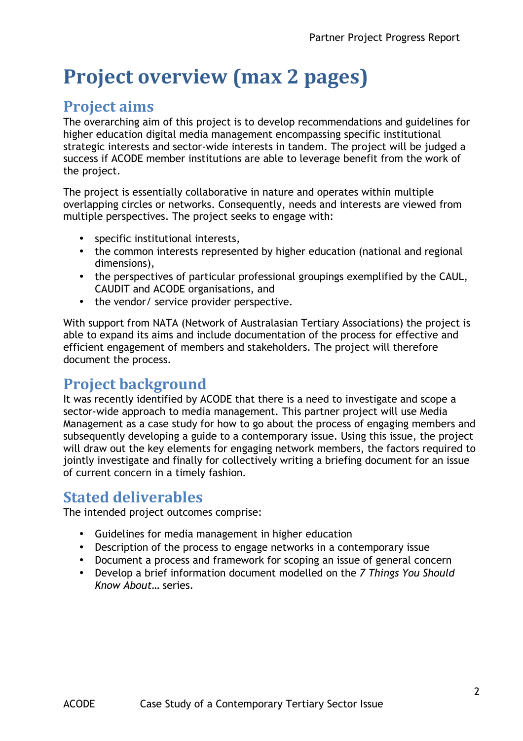# Project overview (max 2 pages)

## Project aims

The overarching aim of this project is to develop recommendations and guidelines for higher education digital media management encompassing specific institutional strategic interests and sector-wide interests in tandem. The project will be judged a success if ACODE member institutions are able to leverage benefit from the work of the project.

The project is essentially collaborative in nature and operates within multiple overlapping circles or networks. Consequently, needs and interests are viewed from multiple perspectives. The project seeks to engage with:

- specific institutional interests,
- the common interests represented by higher education (national and regional dimensions),
- the perspectives of particular professional groupings exemplified by the CAUL, CAUDIT and ACODE organisations, and
- the vendor/ service provider perspective.

With support from NATA (Network of Australasian Tertiary Associations) the project is able to expand its aims and include documentation of the process for effective and efficient engagement of members and stakeholders. The project will therefore document the process.

## Project background

It was recently identified by ACODE that there is a need to investigate and scope a sector-wide approach to media management. This partner project will use Media Management as a case study for how to go about the process of engaging members and subsequently developing a guide to a contemporary issue. Using this issue, the project will draw out the key elements for engaging network members, the factors required to jointly investigate and finally for collectively writing a briefing document for an issue of current concern in a timely fashion.

## Stated deliverables

The intended project outcomes comprise:

- Guidelines for media management in higher education
- Description of the process to engage networks in a contemporary issue
- Document a process and framework for scoping an issue of general concern
- Develop a brief information document modelled on the *7 Things You Should Know About…* series.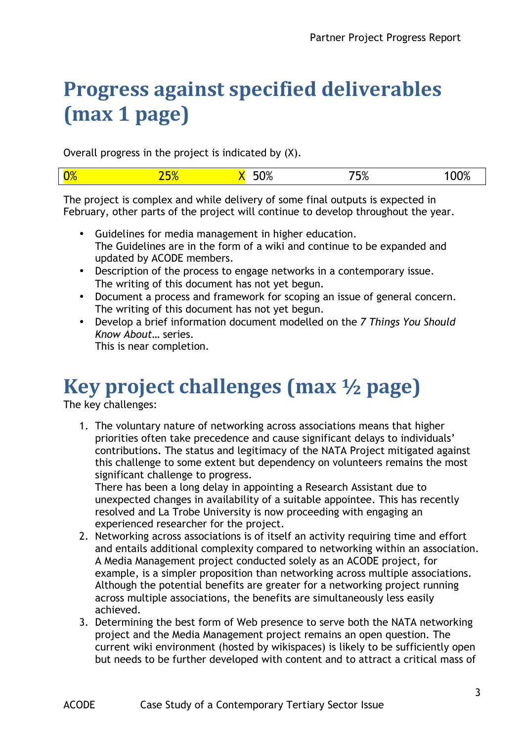# Progress against specified deliverables (max 1 page)

Overall progress in the project is indicated by (X).

| 0% | 25% | X | 50% | 75% | 100% |
|---|---|---|---|---|---|

The project is complex and while delivery of some final outputs is expected in February, other parts of the project will continue to develop throughout the year.

- Guidelines for media management in higher education.
  The Guidelines are in the form of a wiki and continue to be expanded and updated by ACODE members.
- Description of the process to engage networks in a contemporary issue.
  The writing of this document has not yet begun.
- Document a process and framework for scoping an issue of general concern.
  The writing of this document has not yet begun.
- Develop a brief information document modelled on the *7 Things You Should Know About…* series.
  This is near completion.

# Key project challenges (max ½ page)

The key challenges:

1. The voluntary nature of networking across associations means that higher priorities often take precedence and cause significant delays to individuals' contributions. The status and legitimacy of the NATA Project mitigated against this challenge to some extent but dependency on volunteers remains the most significant challenge to progress.
   There has been a long delay in appointing a Research Assistant due to unexpected changes in availability of a suitable appointee. This has recently resolved and La Trobe University is now proceeding with engaging an experienced researcher for the project.
2. Networking across associations is of itself an activity requiring time and effort and entails additional complexity compared to networking within an association. A Media Management project conducted solely as an ACODE project, for example, is a simpler proposition than networking across multiple associations. Although the potential benefits are greater for a networking project running across multiple associations, the benefits are simultaneously less easily achieved.
3. Determining the best form of Web presence to serve both the NATA networking project and the Media Management project remains an open question. The current wiki environment (hosted by wikispaces) is likely to be sufficiently open but needs to be further developed with content and to attract a critical mass of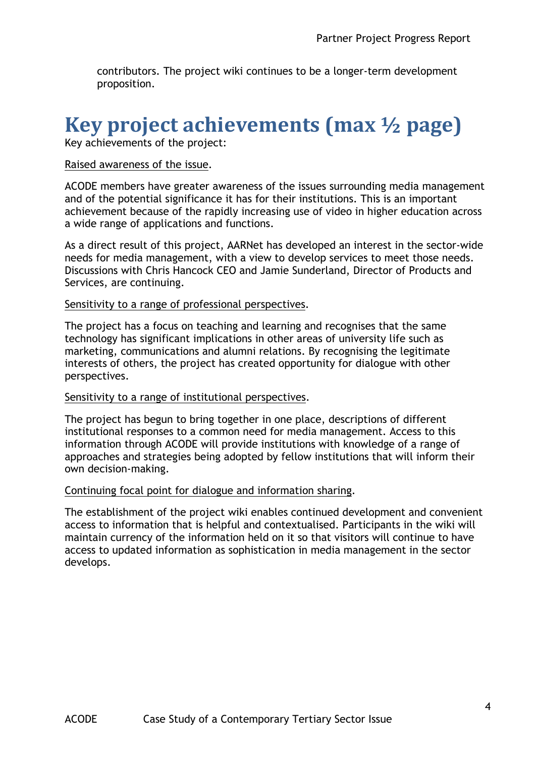contributors. The project wiki continues to be a longer-term development proposition.

# Key project achievements (max ½ page)

Key achievements of the project:

Raised awareness of the issue.

ACODE members have greater awareness of the issues surrounding media management and of the potential significance it has for their institutions. This is an important achievement because of the rapidly increasing use of video in higher education across a wide range of applications and functions.

As a direct result of this project, AARNet has developed an interest in the sector-wide needs for media management, with a view to develop services to meet those needs. Discussions with Chris Hancock CEO and Jamie Sunderland, Director of Products and Services, are continuing.

Sensitivity to a range of professional perspectives.

The project has a focus on teaching and learning and recognises that the same technology has significant implications in other areas of university life such as marketing, communications and alumni relations. By recognising the legitimate interests of others, the project has created opportunity for dialogue with other perspectives.

Sensitivity to a range of institutional perspectives.

The project has begun to bring together in one place, descriptions of different institutional responses to a common need for media management. Access to this information through ACODE will provide institutions with knowledge of a range of approaches and strategies being adopted by fellow institutions that will inform their own decision-making.

Continuing focal point for dialogue and information sharing.

The establishment of the project wiki enables continued development and convenient access to information that is helpful and contextualised. Participants in the wiki will maintain currency of the information held on it so that visitors will continue to have access to updated information as sophistication in media management in the sector develops.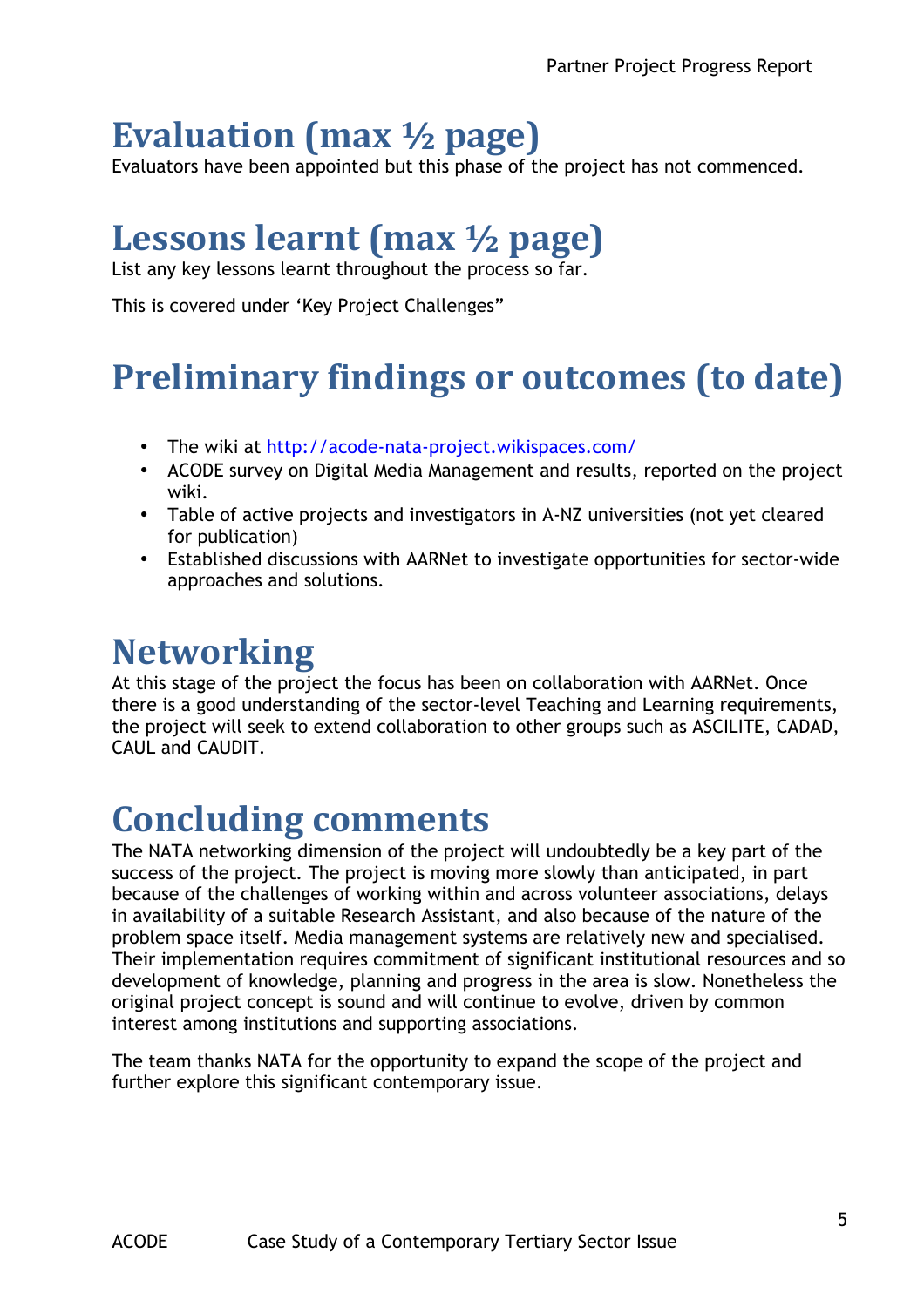# Evaluation (max ½ page)

Evaluators have been appointed but this phase of the project has not commenced.

# Lessons learnt (max ½ page)

List any key lessons learnt throughout the process so far.

This is covered under 'Key Project Challenges"

# Preliminary findings or outcomes (to date)

- The wiki at http://acode-nata-project.wikispaces.com/
- ACODE survey on Digital Media Management and results, reported on the project wiki.
- Table of active projects and investigators in A-NZ universities (not yet cleared for publication)
- Established discussions with AARNet to investigate opportunities for sector-wide approaches and solutions.

# Networking

At this stage of the project the focus has been on collaboration with AARNet. Once there is a good understanding of the sector-level Teaching and Learning requirements, the project will seek to extend collaboration to other groups such as ASCILITE, CADAD, CAUL and CAUDIT.

# Concluding comments

The NATA networking dimension of the project will undoubtedly be a key part of the success of the project. The project is moving more slowly than anticipated, in part because of the challenges of working within and across volunteer associations, delays in availability of a suitable Research Assistant, and also because of the nature of the problem space itself. Media management systems are relatively new and specialised. Their implementation requires commitment of significant institutional resources and so development of knowledge, planning and progress in the area is slow. Nonetheless the original project concept is sound and will continue to evolve, driven by common interest among institutions and supporting associations.

The team thanks NATA for the opportunity to expand the scope of the project and further explore this significant contemporary issue.